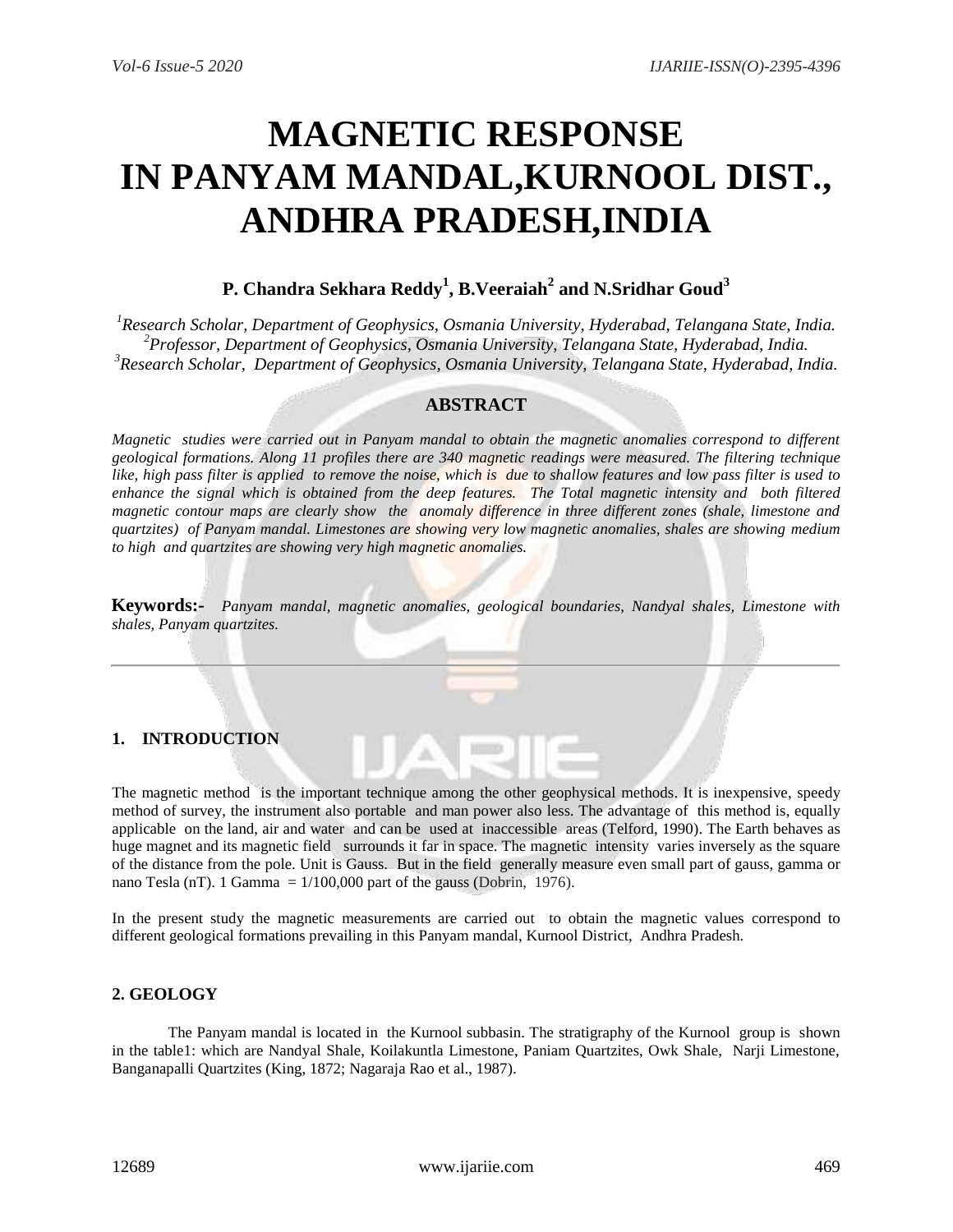# MAGNETIC RESPONSE IN PANYAM MANDAL,KURNOOL DIST., ANDHRA PRADESH,INDIA

**P. Chandra Sekhara Reddy[1], B.Veeraiah[2] and N.Sridhar Goud[3]**

*[1]Research Scholar, Department of Geophysics, Osmania University, Hyderabad, Telangana State, India.*
*[2]Professor, Department of Geophysics, Osmania University, Telangana State, Hyderabad, India.*
*[3]Research Scholar, Department of Geophysics, Osmania University, Telangana State, Hyderabad, India.*

## ABSTRACT

*Magnetic studies were carried out in Panyam mandal to obtain the magnetic anomalies correspond to different geological formations. Along 11 profiles there are 340 magnetic readings were measured. The filtering technique like, high pass filter is applied to remove the noise, which is due to shallow features and low pass filter is used to enhance the signal which is obtained from the deep features. The Total magnetic intensity and both filtered magnetic contour maps are clearly show the anomaly difference in three different zones (shale, limestone and quartzites) of Panyam mandal. Limestones are showing very low magnetic anomalies, shales are showing medium to high and quartzites are showing very high magnetic anomalies.*

**Keywords:-** *Panyam mandal, magnetic anomalies, geological boundaries, Nandyal shales, Limestone with shales, Panyam quartzites.*

## 1. INTRODUCTION

The magnetic method is the important technique among the other geophysical methods. It is inexpensive, speedy method of survey, the instrument also portable and man power also less. The advantage of this method is, equally applicable on the land, air and water and can be used at inaccessible areas (Telford, 1990). The Earth behaves as huge magnet and its magnetic field surrounds it far in space. The magnetic intensity varies inversely as the square of the distance from the pole. Unit is Gauss. But in the field generally measure even small part of gauss, gamma or nano Tesla (nT). 1 Gamma = 1/100,000 part of the gauss (Dobrin, 1976).

In the present study the magnetic measurements are carried out to obtain the magnetic values correspond to different geological formations prevailing in this Panyam mandal, Kurnool District, Andhra Pradesh.

## 2. GEOLOGY

The Panyam mandal is located in the Kurnool subbasin. The stratigraphy of the Kurnool group is shown in the table1: which are Nandyal Shale, Koilakuntla Limestone, Paniam Quartzites, Owk Shale, Narji Limestone, Banganapalli Quartzites (King, 1872; Nagaraja Rao et al., 1987).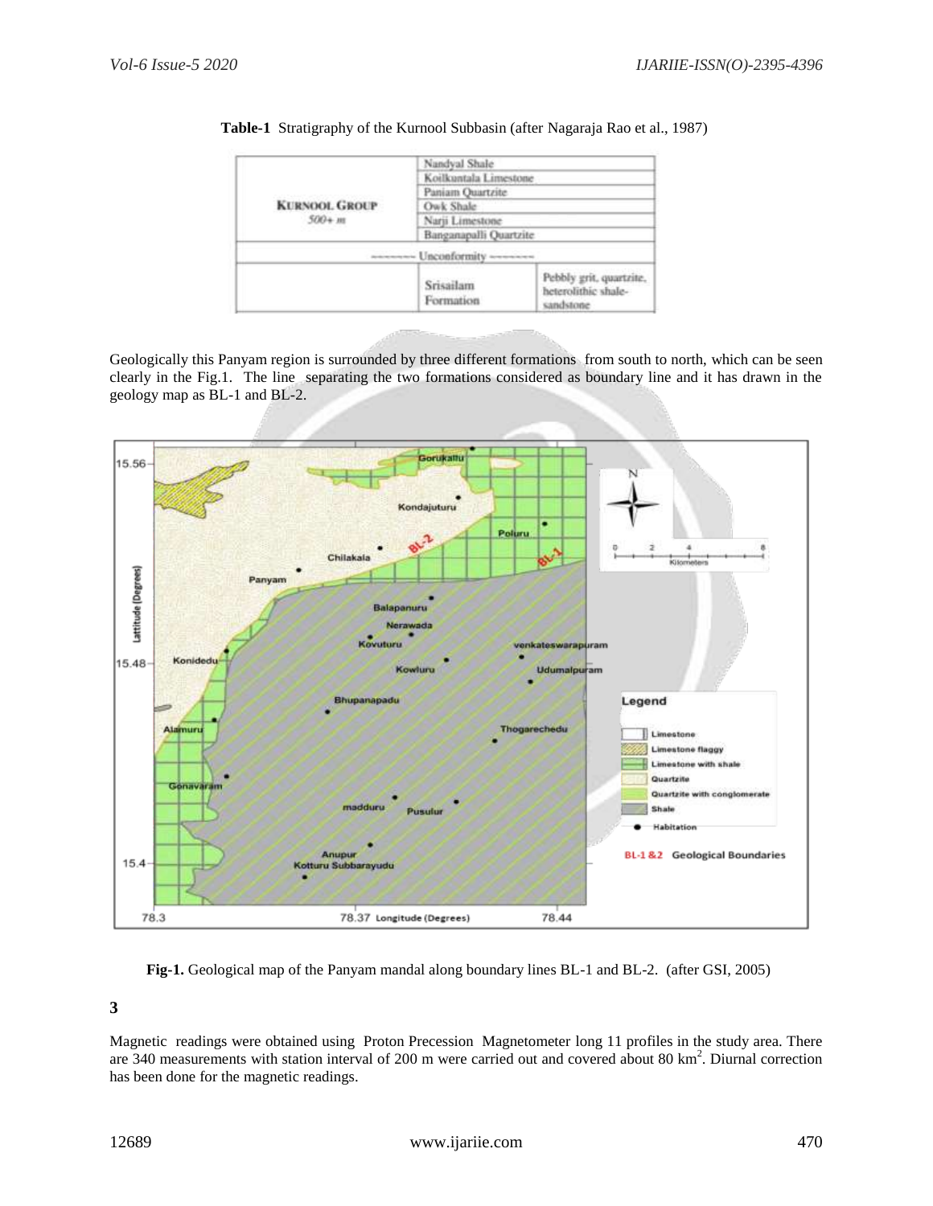**Table-1** Stratigraphy of the Kurnool Subbasin (after Nagaraja Rao et al., 1987)

| | | |
|---|---|---|
| **KURNOOL GROUP** *500+ m* | Nandyal Shale | |
| | Koilkuntala Limestone | |
| | Paniam Quartzite | |
| | Owk Shale | |
| | Narji Limestone | |
| | Banganapalli Quartzite | |
| -------- Unconformity -------- | | |
| | Srisailam Formation | Pebbly grit, quartzite, heterolithic shale-sandstone |

Geologically this Panyam region is surrounded by three different formations from south to north, which can be seen clearly in the Fig.1. The line separating the two formations considered as boundary line and it has drawn in the geology map as BL-1 and BL-2.

**Fig-1.** Geological map of the Panyam mandal along boundary lines BL-1 and BL-2. (after GSI, 2005)

**3**

Magnetic readings were obtained using Proton Precession Magnetometer long 11 profiles in the study area. There are 340 measurements with station interval of 200 m were carried out and covered about 80 km$^2$. Diurnal correction has been done for the magnetic readings.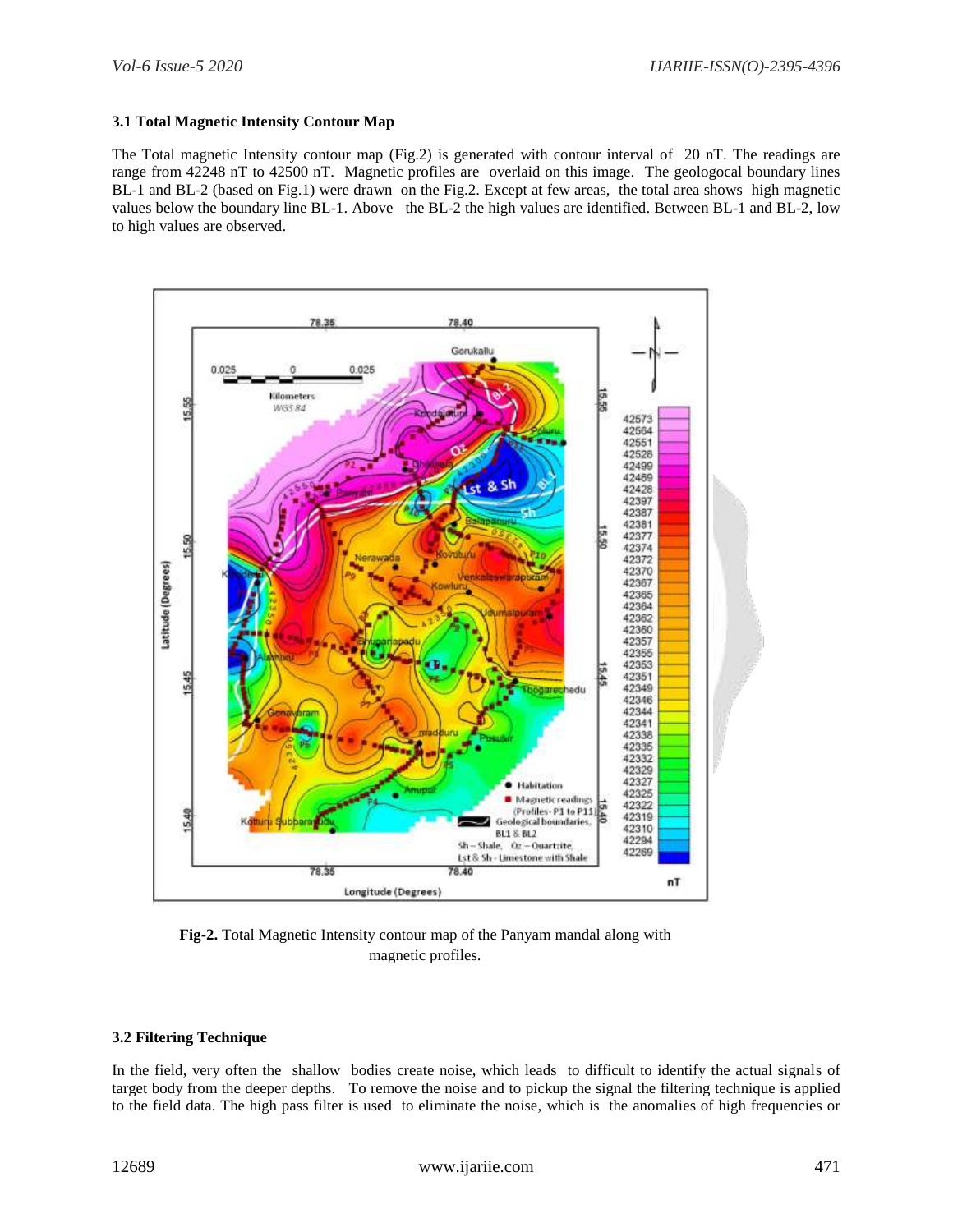### 3.1 Total Magnetic Intensity Contour Map

The Total magnetic Intensity contour map (Fig.2) is generated with contour interval of 20 nT. The readings are range from 42248 nT to 42500 nT. Magnetic profiles are overlaid on this image. The geologocal boundary lines BL-1 and BL-2 (based on Fig.1) were drawn on the Fig.2. Except at few areas, the total area shows high magnetic values below the boundary line BL-1. Above the BL-2 the high values are identified. Between BL-1 and BL-2, low to high values are observed.

**Fig-2.** Total Magnetic Intensity contour map of the Panyam mandal along with magnetic profiles.

### 3.2 Filtering Technique

In the field, very often the shallow bodies create noise, which leads to difficult to identify the actual signals of target body from the deeper depths. To remove the noise and to pickup the signal the filtering technique is applied to the field data. The high pass filter is used to eliminate the noise, which is the anomalies of high frequencies or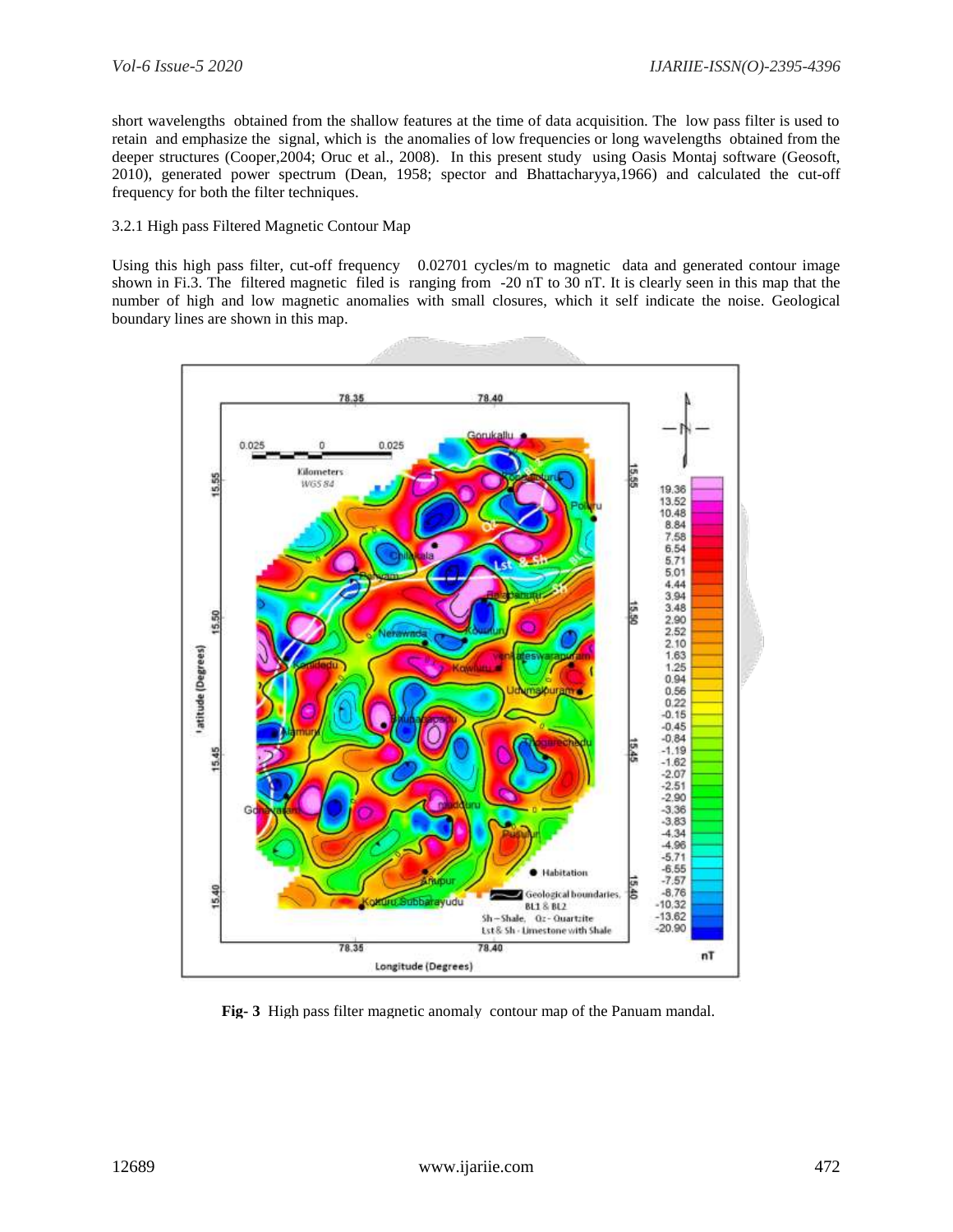short wavelengths obtained from the shallow features at the time of data acquisition. The low pass filter is used to retain and emphasize the signal, which is the anomalies of low frequencies or long wavelengths obtained from the deeper structures (Cooper,2004; Oruc et al., 2008). In this present study using Oasis Montaj software (Geosoft, 2010), generated power spectrum (Dean, 1958; spector and Bhattacharyya,1966) and calculated the cut-off frequency for both the filter techniques.

3.2.1 High pass Filtered Magnetic Contour Map

Using this high pass filter, cut-off frequency 0.02701 cycles/m to magnetic data and generated contour image shown in Fi.3. The filtered magnetic filed is ranging from -20 nT to 30 nT. It is clearly seen in this map that the number of high and low magnetic anomalies with small closures, which it self indicate the noise. Geological boundary lines are shown in this map.

**Fig- 3** High pass filter magnetic anomaly contour map of the Panuam mandal.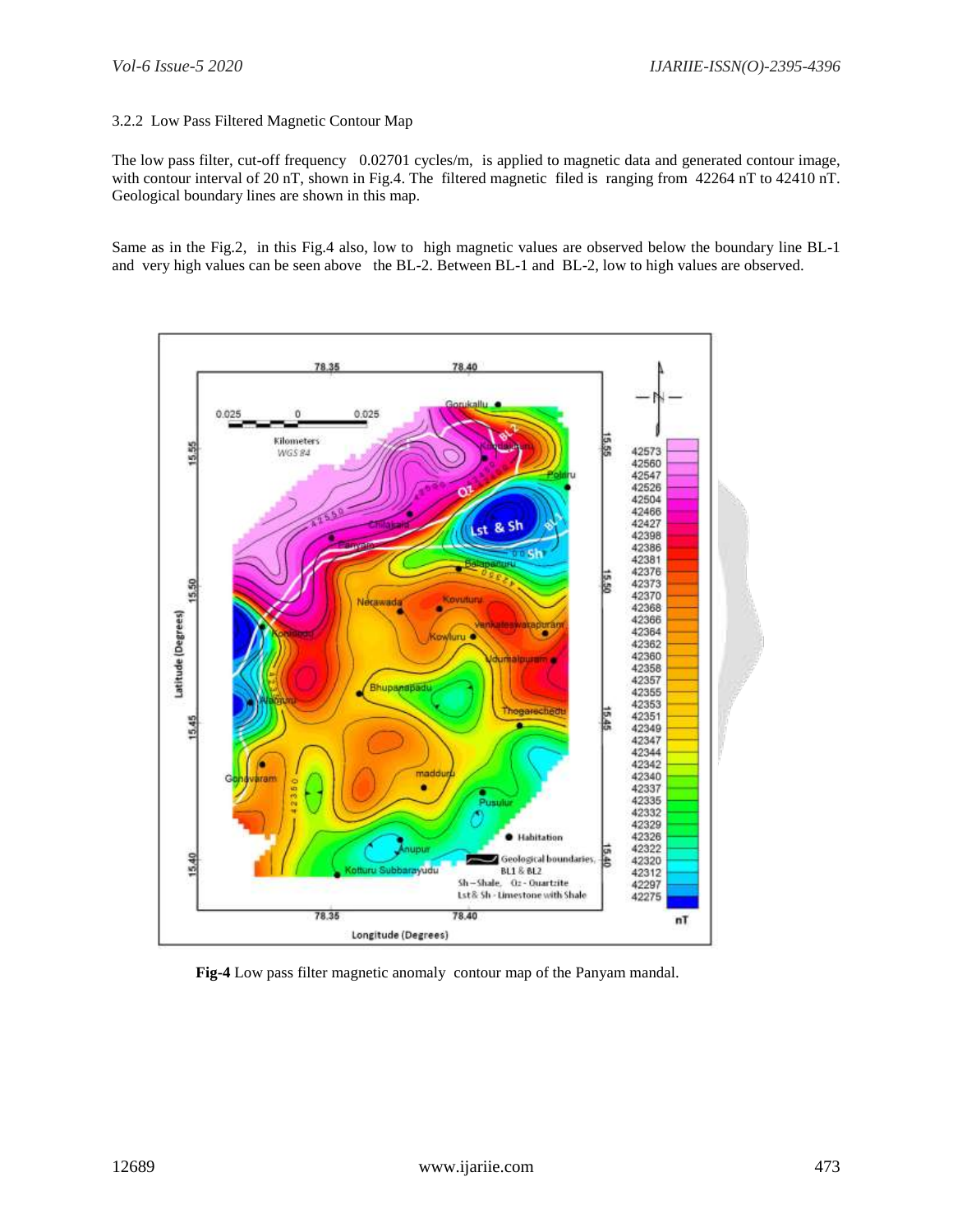3.2.2 Low Pass Filtered Magnetic Contour Map

The low pass filter, cut-off frequency 0.02701 cycles/m, is applied to magnetic data and generated contour image, with contour interval of 20 nT, shown in Fig.4. The filtered magnetic filed is ranging from 42264 nT to 42410 nT. Geological boundary lines are shown in this map.

Same as in the Fig.2, in this Fig.4 also, low to high magnetic values are observed below the boundary line BL-1 and very high values can be seen above the BL-2. Between BL-1 and BL-2, low to high values are observed.

**Fig-4** Low pass filter magnetic anomaly contour map of the Panyam mandal.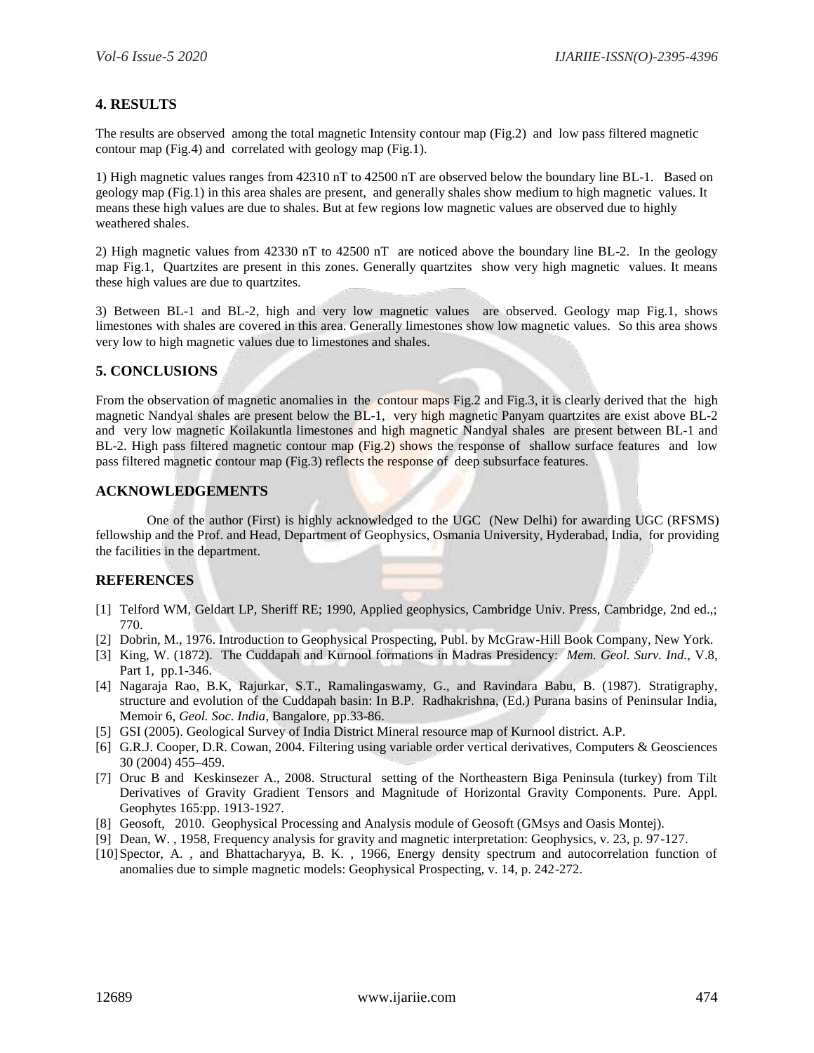## 4. RESULTS

The results are observed among the total magnetic Intensity contour map (Fig.2) and low pass filtered magnetic contour map (Fig.4) and correlated with geology map (Fig.1).

1) High magnetic values ranges from 42310 nT to 42500 nT are observed below the boundary line BL-1. Based on geology map (Fig.1) in this area shales are present, and generally shales show medium to high magnetic values. It means these high values are due to shales. But at few regions low magnetic values are observed due to highly weathered shales.

2) High magnetic values from 42330 nT to 42500 nT are noticed above the boundary line BL-2. In the geology map Fig.1, Quartzites are present in this zones. Generally quartzites show very high magnetic values. It means these high values are due to quartzites.

3) Between BL-1 and BL-2, high and very low magnetic values are observed. Geology map Fig.1, shows limestones with shales are covered in this area. Generally limestones show low magnetic values. So this area shows very low to high magnetic values due to limestones and shales.

## 5. CONCLUSIONS

From the observation of magnetic anomalies in the contour maps Fig.2 and Fig.3, it is clearly derived that the high magnetic Nandyal shales are present below the BL-1, very high magnetic Panyam quartzites are exist above BL-2 and very low magnetic Koilakuntla limestones and high magnetic Nandyal shales are present between BL-1 and BL-2. High pass filtered magnetic contour map (Fig.2) shows the response of shallow surface features and low pass filtered magnetic contour map (Fig.3) reflects the response of deep subsurface features.

## ACKNOWLEDGEMENTS

One of the author (First) is highly acknowledged to the UGC (New Delhi) for awarding UGC (RFSMS) fellowship and the Prof. and Head, Department of Geophysics, Osmania University, Hyderabad, India, for providing the facilities in the department.

## REFERENCES

[1] Telford WM, Geldart LP, Sheriff RE; 1990, Applied geophysics, Cambridge Univ. Press, Cambridge, 2nd ed.,; 770.

[2] Dobrin, M., 1976. Introduction to Geophysical Prospecting, Publ. by McGraw-Hill Book Company, New York.

[3] King, W. (1872). The Cuddapah and Kurnool formations in Madras Presidency: *Mem. Geol. Surv. Ind.*, V.8, Part 1, pp.1-346.

[4] Nagaraja Rao, B.K, Rajurkar, S.T., Ramalingaswamy, G., and Ravindara Babu, B. (1987). Stratigraphy, structure and evolution of the Cuddapah basin: In B.P. Radhakrishna, (Ed.) Purana basins of Peninsular India, Memoir 6, *Geol. Soc. India*, Bangalore, pp.33-86.

[5] GSI (2005). Geological Survey of India District Mineral resource map of Kurnool district. A.P.

[6] G.R.J. Cooper, D.R. Cowan, 2004. Filtering using variable order vertical derivatives, Computers & Geosciences 30 (2004) 455–459.

[7] Oruc B and Keskinsezer A., 2008. Structural setting of the Northeastern Biga Peninsula (turkey) from Tilt Derivatives of Gravity Gradient Tensors and Magnitude of Horizontal Gravity Components. Pure. Appl. Geophytes 165:pp. 1913-1927.

[8] Geosoft, 2010. Geophysical Processing and Analysis module of Geosoft (GMsys and Oasis Montej).

[9] Dean, W. , 1958, Frequency analysis for gravity and magnetic interpretation: Geophysics, v. 23, p. 97-127.

[10] Spector, A. , and Bhattacharyya, B. K. , 1966, Energy density spectrum and autocorrelation function of anomalies due to simple magnetic models: Geophysical Prospecting, v. 14, p. 242-272.